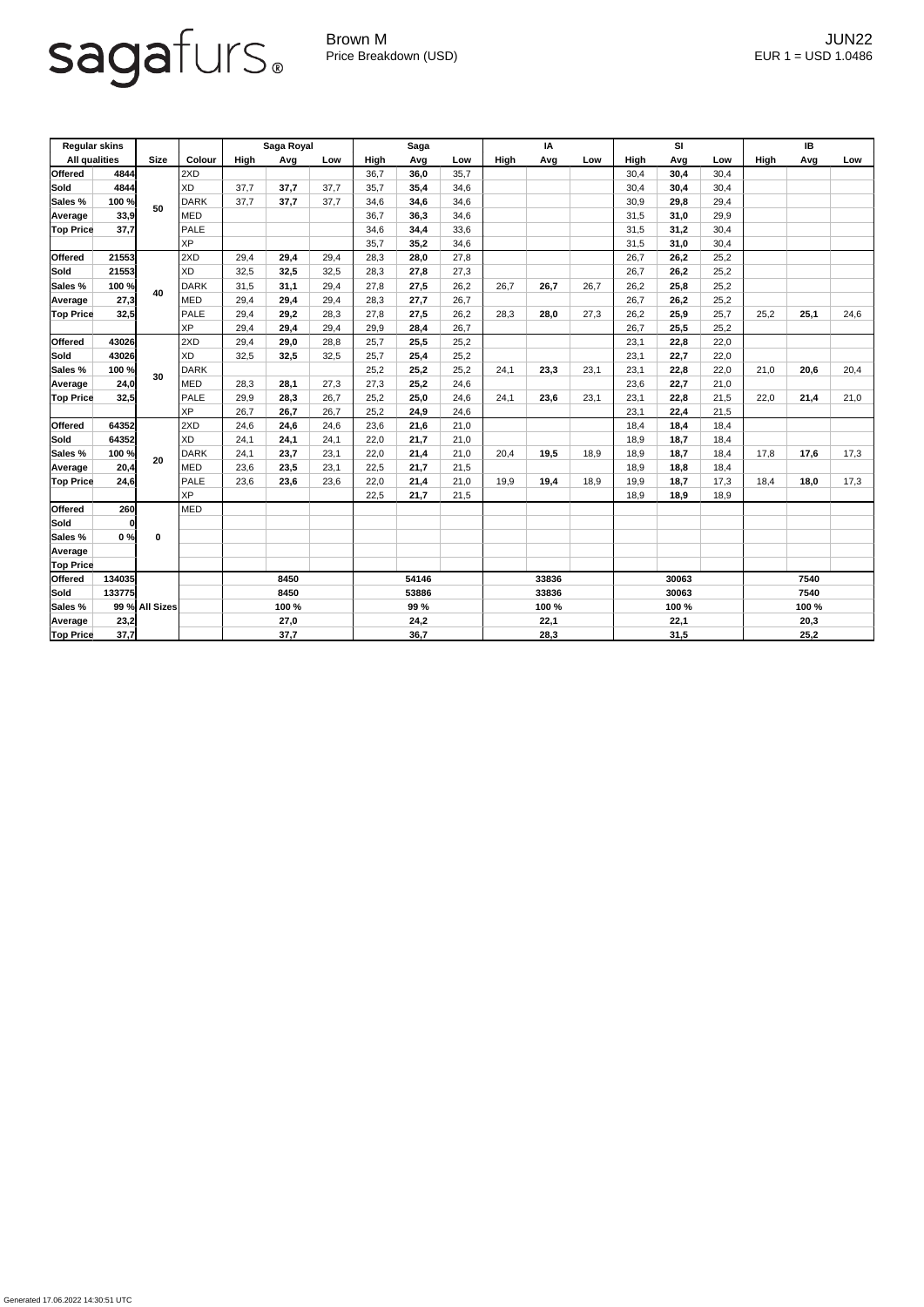sagafurs®

Brown M
Price Breakdown (USD)

JUN22
EUR 1 = USD 1.0486

| Regular skins | | | | Saga Royal | | | Saga | | | IA | | | SI | | | IB | | |
|---|---|---|---|---|---|---|---|---|---|---|---|---|---|---|---|---|---|---|
| All qualities | | Size | Colour | High | Avg | Low | High | Avg | Low | High | Avg | Low | High | Avg | Low | High | Avg | Low |
| **Offered** | **4844** | **50** | 2XD | | | | 36,7 | **36,0** | 35,7 | | | | 30,4 | **30,4** | 30,4 | | | |
| **Sold** | **4844** | | XD | 37,7 | **37,7** | 37,7 | 35,7 | **35,4** | 34,6 | | | | 30,4 | **30,4** | 30,4 | | | |
| **Sales %** | **100 %** | | DARK | 37,7 | **37,7** | 37,7 | 34,6 | **34,6** | 34,6 | | | | 30,9 | **29,8** | 29,4 | | | |
| **Average** | **33,9** | | MED | | | | 36,7 | **36,3** | 34,6 | | | | 31,5 | **31,0** | 29,9 | | | |
| **Top Price** | **37,7** | | PALE | | | | 34,6 | **34,4** | 33,6 | | | | 31,5 | **31,2** | 30,4 | | | |
| | | | XP | | | | 35,7 | **35,2** | 34,6 | | | | 31,5 | **31,0** | 30,4 | | | |
| **Offered** | **21553** | **40** | 2XD | 29,4 | **29,4** | 29,4 | 28,3 | **28,0** | 27,8 | | | | 26,7 | **26,2** | 25,2 | | | |
| **Sold** | **21553** | | XD | 32,5 | **32,5** | 32,5 | 28,3 | **27,8** | 27,3 | | | | 26,7 | **26,2** | 25,2 | | | |
| **Sales %** | **100 %** | | DARK | 31,5 | **31,1** | 29,4 | 27,8 | **27,5** | 26,2 | 26,7 | **26,7** | 26,7 | 26,2 | **25,8** | 25,2 | | | |
| **Average** | **27,3** | | MED | 29,4 | **29,4** | 29,4 | 28,3 | **27,7** | 26,7 | | | | 26,7 | **26,2** | 25,2 | | | |
| **Top Price** | **32,5** | | PALE | 29,4 | **29,2** | 28,3 | 27,8 | **27,5** | 26,2 | 28,3 | **28,0** | 27,3 | 26,2 | **25,9** | 25,7 | 25,2 | **25,1** | 24,6 |
| | | | XP | 29,4 | **29,4** | 29,4 | 29,9 | **28,4** | 26,7 | | | | 26,7 | **25,5** | 25,2 | | | |
| **Offered** | **43026** | **30** | 2XD | 29,4 | **29,0** | 28,8 | 25,7 | **25,5** | 25,2 | | | | 23,1 | **22,8** | 22,0 | | | |
| **Sold** | **43026** | | XD | 32,5 | **32,5** | 32,5 | 25,7 | **25,4** | 25,2 | | | | 23,1 | **22,7** | 22,0 | | | |
| **Sales %** | **100 %** | | DARK | | | | 25,2 | **25,2** | 25,2 | 24,1 | **23,3** | 23,1 | 23,1 | **22,8** | 22,0 | 21,0 | **20,6** | 20,4 |
| **Average** | **24,0** | | MED | 28,3 | **28,1** | 27,3 | 27,3 | **25,2** | 24,6 | | | | 23,6 | **22,7** | 21,0 | | | |
| **Top Price** | **32,5** | | PALE | 29,9 | **28,3** | 26,7 | 25,2 | **25,0** | 24,6 | 24,1 | **23,6** | 23,1 | 23,1 | **22,8** | 21,5 | 22,0 | **21,4** | 21,0 |
| | | | XP | 26,7 | **26,7** | 26,7 | 25,2 | **24,9** | 24,6 | | | | 23,1 | **22,4** | 21,5 | | | |
| **Offered** | **64352** | **20** | 2XD | 24,6 | **24,6** | 24,6 | 23,6 | **21,6** | 21,0 | | | | 18,4 | **18,4** | 18,4 | | | |
| **Sold** | **64352** | | XD | 24,1 | **24,1** | 24,1 | 22,0 | **21,7** | 21,0 | | | | 18,9 | **18,7** | 18,4 | | | |
| **Sales %** | **100 %** | | DARK | 24,1 | **23,7** | 23,1 | 22,0 | **21,4** | 21,0 | 20,4 | **19,5** | 18,9 | 18,9 | **18,7** | 18,4 | 17,8 | **17,6** | 17,3 |
| **Average** | **20,4** | | MED | 23,6 | **23,5** | 23,1 | 22,5 | **21,7** | 21,5 | | | | 18,9 | **18,8** | 18,4 | | | |
| **Top Price** | **24,6** | | PALE | 23,6 | **23,6** | 23,6 | 22,0 | **21,4** | 21,0 | 19,9 | **19,4** | 18,9 | 19,9 | **18,7** | 17,3 | 18,4 | **18,0** | 17,3 |
| | | | XP | | | | 22,5 | **21,7** | 21,5 | | | | 18,9 | **18,9** | 18,9 | | | |
| **Offered** | **260** | **0** | MED | | | | | | | | | | | | | | | |
| **Sold** | **0** | | | | | | | | | | | | | | | | | |
| **Sales %** | **0 %** | | | | | | | | | | | | | | | | | |
| **Average** | | | | | | | | | | | | | | | | | | |
| **Top Price** | | | | | | | | | | | | | | | | | | |
| **Offered** | **134035** | **All Sizes** | | | **8450** | | | **54146** | | | **33836** | | | **30063** | | | **7540** | |
| **Sold** | **133775** | | | | **8450** | | | **53886** | | | **33836** | | | **30063** | | | **7540** | |
| **Sales %** | **99 %** | | | | **100 %** | | | **99 %** | | | **100 %** | | | **100 %** | | | **100 %** | |
| **Average** | **23,2** | | | | **27,0** | | | **24,2** | | | **22,1** | | | **22,1** | | | **20,3** | |
| **Top Price** | **37,7** | | | | **37,7** | | | **36,7** | | | **28,3** | | | **31,5** | | | **25,2** | |

Generated 17.06.2022 14:30:51 UTC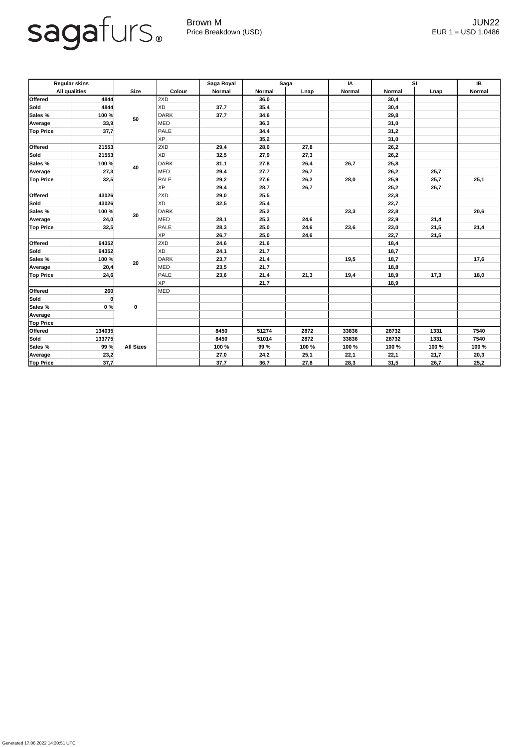sagafurs®

Brown M
Price Breakdown (USD)

JUN22
EUR 1 = USD 1.0486

| Regular skins | | | | Saga Royal | Saga | | IA | SI | | IB |
|---|---|---|---|---|---|---|---|---|---|---|
| All qualities | | Size | Colour | Normal | Normal | Lnap | Normal | Normal | Lnap | Normal |
| Offered | 4844 | 50 | 2XD | | 36,0 | | | 30,4 | | |
| Sold | 4844 | | XD | 37,7 | 35,4 | | | 30,4 | | |
| Sales % | 100 % | | DARK | 37,7 | 34,6 | | | 29,8 | | |
| Average | 33,9 | | MED | | 36,3 | | | 31,0 | | |
| Top Price | 37,7 | | PALE | | 34,4 | | | 31,2 | | |
| | | | XP | | 35,2 | | | 31,0 | | |
| Offered | 21553 | 40 | 2XD | 29,4 | 28,0 | 27,8 | | 26,2 | | |
| Sold | 21553 | | XD | 32,5 | 27,9 | 27,3 | | 26,2 | | |
| Sales % | 100 % | | DARK | 31,1 | 27,8 | 26,4 | 26,7 | 25,8 | | |
| Average | 27,3 | | MED | 29,4 | 27,7 | 26,7 | | 26,2 | 25,7 | |
| Top Price | 32,5 | | PALE | 29,2 | 27,6 | 26,2 | 28,0 | 25,9 | 25,7 | 25,1 |
| | | | XP | 29,4 | 28,7 | 26,7 | | 25,2 | 26,7 | |
| Offered | 43026 | 30 | 2XD | 29,0 | 25,5 | | | 22,8 | | |
| Sold | 43026 | | XD | 32,5 | 25,4 | | | 22,7 | | |
| Sales % | 100 % | | DARK | | 25,2 | | 23,3 | 22,8 | | 20,6 |
| Average | 24,0 | | MED | 28,1 | 25,3 | 24,6 | | 22,9 | 21,4 | |
| Top Price | 32,5 | | PALE | 28,3 | 25,0 | 24,6 | 23,6 | 23,0 | 21,5 | 21,4 |
| | | | XP | 26,7 | 25,0 | 24,6 | | 22,7 | 21,5 | |
| Offered | 64352 | 20 | 2XD | 24,6 | 21,6 | | | 18,4 | | |
| Sold | 64352 | | XD | 24,1 | 21,7 | | | 18,7 | | |
| Sales % | 100 % | | DARK | 23,7 | 21,4 | | 19,5 | 18,7 | | 17,6 |
| Average | 20,4 | | MED | 23,5 | 21,7 | | | 18,8 | | |
| Top Price | 24,6 | | PALE | 23,6 | 21,4 | 21,3 | 19,4 | 18,9 | 17,3 | 18,0 |
| | | | XP | | 21,7 | | | 18,9 | | |
| Offered | 260 | 0 | MED | | | | | | | |
| Sold | 0 | | | | | | | | | |
| Sales % | 0 % | | | | | | | | | |
| Average | | | | | | | | | | |
| Top Price | | | | | | | | | | |
| Offered | 134035 | All Sizes | | 8450 | 51274 | 2872 | 33836 | 28732 | 1331 | 7540 |
| Sold | 133775 | | | 8450 | 51014 | 2872 | 33836 | 28732 | 1331 | 7540 |
| Sales % | 99 % | | | 100 % | 99 % | 100 % | 100 % | 100 % | 100 % | 100 % |
| Average | 23,2 | | | 27,0 | 24,2 | 25,1 | 22,1 | 22,1 | 21,7 | 20,3 |
| Top Price | 37,7 | | | 37,7 | 36,7 | 27,8 | 28,3 | 31,5 | 26,7 | 25,2 |

Generated 17.06.2022 14:30:51 UTC